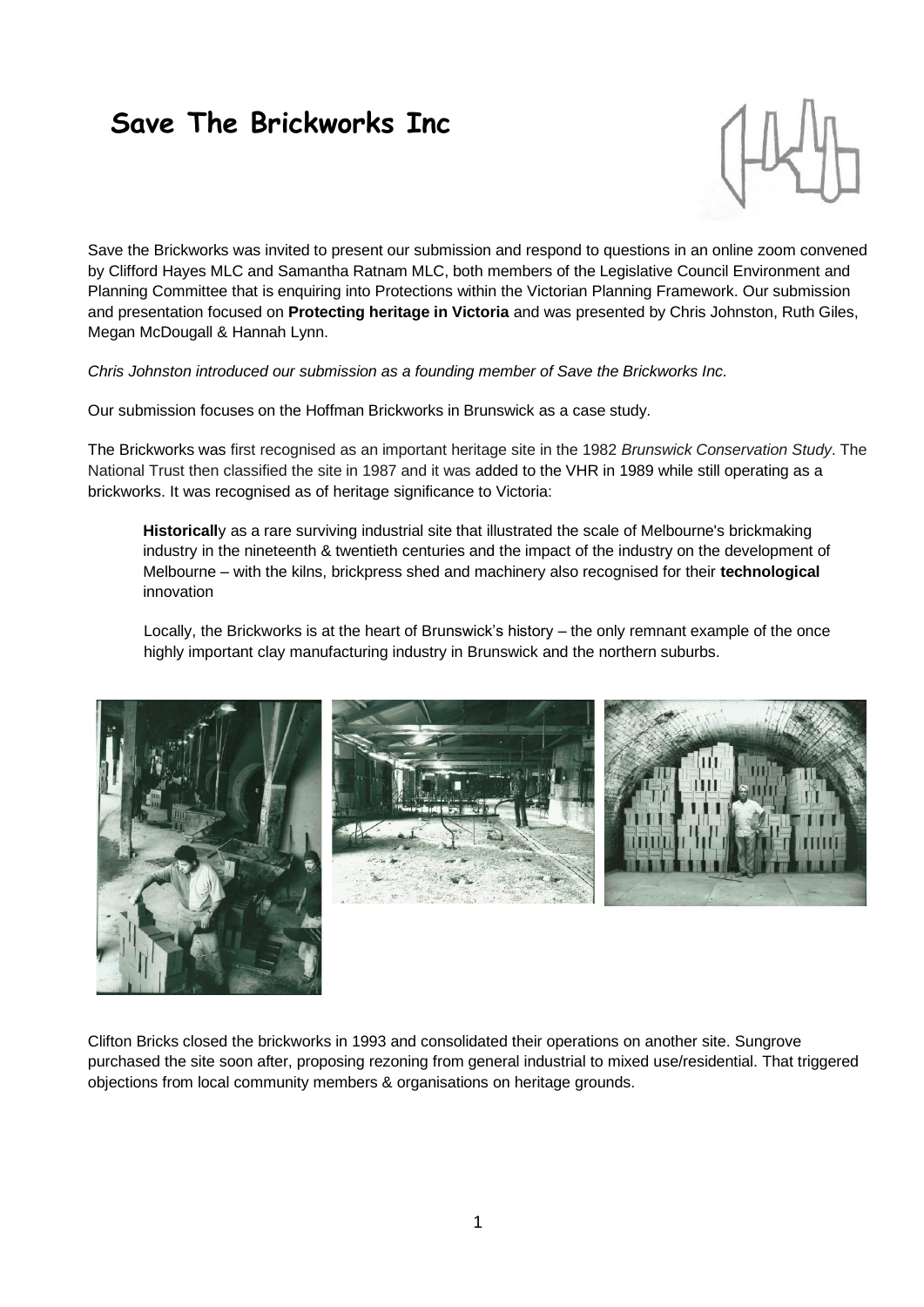# Save The Brickworks Inc

Save the Brickworks was invited to present our submission and respond to questions in an online zoom convened by Clifford Hayes MLC and Samantha Ratnam MLC, both members of the Legislative Council Environment and Planning Committee that is enquiring into Protections within the Victorian Planning Framework. Our submission and presentation focused on **Protecting heritage in Victoria** and was presented by Chris Johnston, Ruth Giles, Megan McDougall & Hannah Lynn.

*Chris Johnston introduced our submission as a founding member of Save the Brickworks Inc.*

Our submission focuses on the Hoffman Brickworks in Brunswick as a case study.

The Brickworks was first recognised as an important heritage site in the 1982 *Brunswick Conservation Study*. The National Trust then classified the site in 1987 and it was added to the VHR in 1989 while still operating as a brickworks. It was recognised as of heritage significance to Victoria:

> **Historicall**y as a rare surviving industrial site that illustrated the scale of Melbourne's brickmaking industry in the nineteenth & twentieth centuries and the impact of the industry on the development of Melbourne – with the kilns, brickpress shed and machinery also recognised for their **technological** innovation
>
> Locally, the Brickworks is at the heart of Brunswick's history – the only remnant example of the once highly important clay manufacturing industry in Brunswick and the northern suburbs.

Clifton Bricks closed the brickworks in 1993 and consolidated their operations on another site. Sungrove purchased the site soon after, proposing rezoning from general industrial to mixed use/residential. That triggered objections from local community members & organisations on heritage grounds.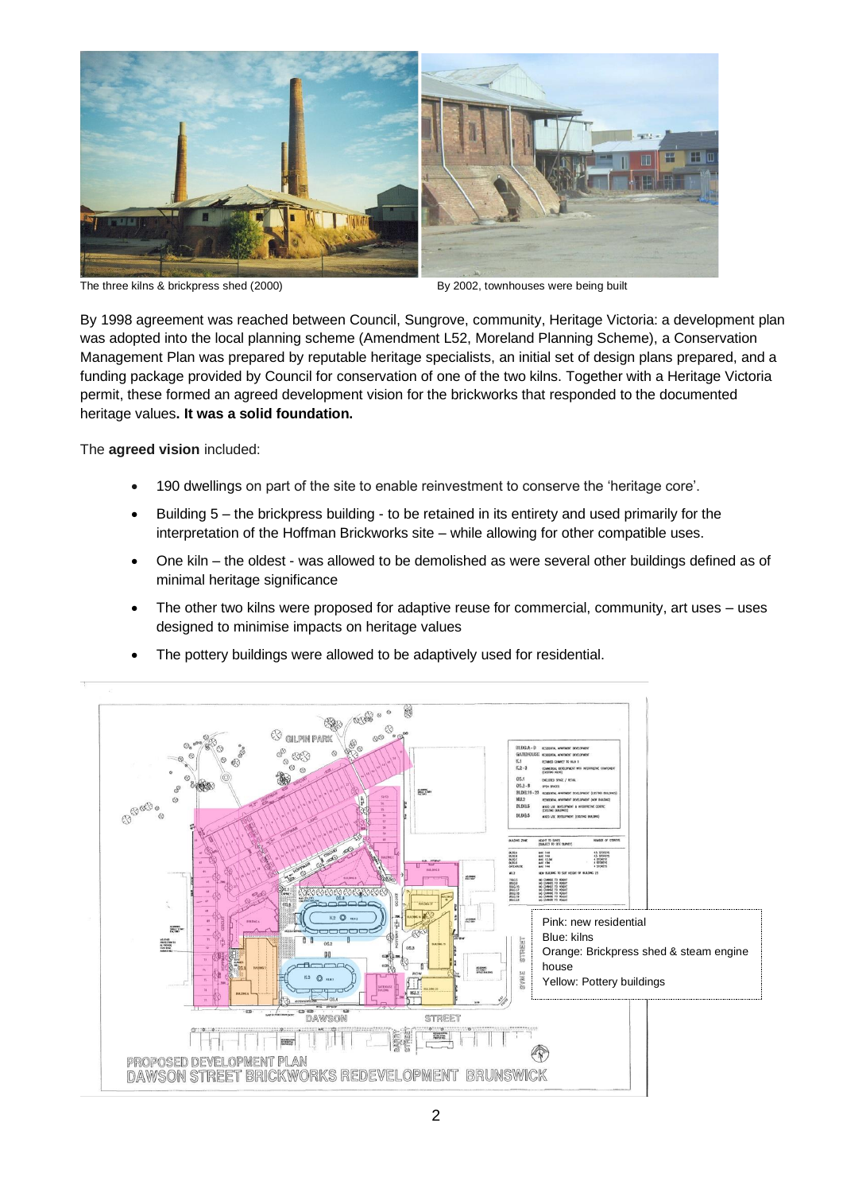The three kilns & brickpress shed (2000)

By 2002, townhouses were being built

By 1998 agreement was reached between Council, Sungrove, community, Heritage Victoria: a development plan was adopted into the local planning scheme (Amendment L52, Moreland Planning Scheme), a Conservation Management Plan was prepared by reputable heritage specialists, an initial set of design plans prepared, and a funding package provided by Council for conservation of one of the two kilns. Together with a Heritage Victoria permit, these formed an agreed development vision for the brickworks that responded to the documented heritage values**. It was a solid foundation.**

The **agreed vision** included:

- 190 dwellings on part of the site to enable reinvestment to conserve the 'heritage core'.
- Building 5 – the brickpress building - to be retained in its entirety and used primarily for the interpretation of the Hoffman Brickworks site – while allowing for other compatible uses.
- One kiln – the oldest - was allowed to be demolished as were several other buildings defined as of minimal heritage significance
- The other two kilns were proposed for adaptive reuse for commercial, community, art uses – uses designed to minimise impacts on heritage values
- The pottery buildings were allowed to be adaptively used for residential.

Pink: new residential
Blue: kilns
Orange: Brickpress shed & steam engine house
Yellow: Pottery buildings

PROPOSED DEVELOPMENT PLAN
DAWSON STREET BRICKWORKS REDEVELOPMENT BRUNSWICK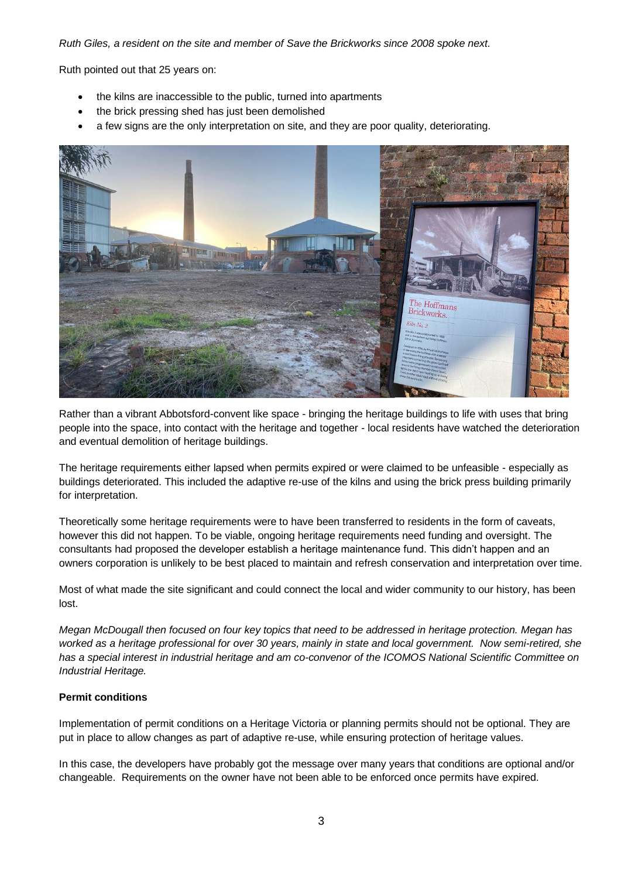*Ruth Giles, a resident on the site and member of Save the Brickworks since 2008 spoke next.*

Ruth pointed out that 25 years on:

- the kilns are inaccessible to the public, turned into apartments
- the brick pressing shed has just been demolished
- a few signs are the only interpretation on site, and they are poor quality, deteriorating.

Rather than a vibrant Abbotsford-convent like space - bringing the heritage buildings to life with uses that bring people into the space, into contact with the heritage and together - local residents have watched the deterioration and eventual demolition of heritage buildings.

The heritage requirements either lapsed when permits expired or were claimed to be unfeasible - especially as buildings deteriorated. This included the adaptive re-use of the kilns and using the brick press building primarily for interpretation.

Theoretically some heritage requirements were to have been transferred to residents in the form of caveats, however this did not happen. To be viable, ongoing heritage requirements need funding and oversight. The consultants had proposed the developer establish a heritage maintenance fund. This didn't happen and an owners corporation is unlikely to be best placed to maintain and refresh conservation and interpretation over time.

Most of what made the site significant and could connect the local and wider community to our history, has been lost.

*Megan McDougall then focused on four key topics that need to be addressed in heritage protection. Megan has worked as a heritage professional for over 30 years, mainly in state and local government. Now semi-retired, she has a special interest in industrial heritage and am co-convenor of the ICOMOS National Scientific Committee on Industrial Heritage.*

**Permit conditions**

Implementation of permit conditions on a Heritage Victoria or planning permits should not be optional. They are put in place to allow changes as part of adaptive re-use, while ensuring protection of heritage values.

In this case, the developers have probably got the message over many years that conditions are optional and/or changeable. Requirements on the owner have not been able to be enforced once permits have expired.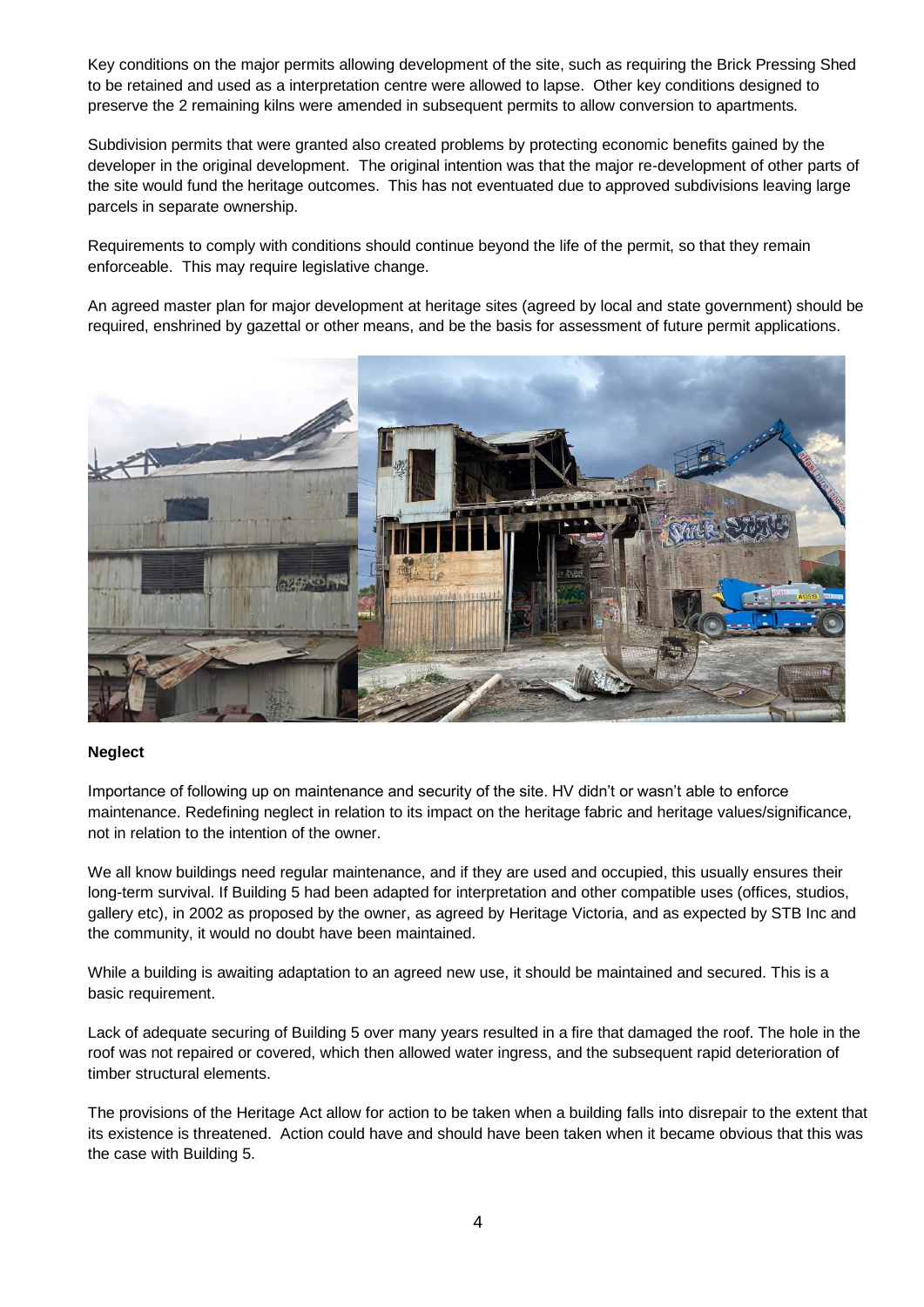Key conditions on the major permits allowing development of the site, such as requiring the Brick Pressing Shed to be retained and used as a interpretation centre were allowed to lapse. Other key conditions designed to preserve the 2 remaining kilns were amended in subsequent permits to allow conversion to apartments.

Subdivision permits that were granted also created problems by protecting economic benefits gained by the developer in the original development. The original intention was that the major re-development of other parts of the site would fund the heritage outcomes. This has not eventuated due to approved subdivisions leaving large parcels in separate ownership.

Requirements to comply with conditions should continue beyond the life of the permit, so that they remain enforceable. This may require legislative change.

An agreed master plan for major development at heritage sites (agreed by local and state government) should be required, enshrined by gazettal or other means, and be the basis for assessment of future permit applications.

**Neglect**

Importance of following up on maintenance and security of the site. HV didn't or wasn't able to enforce maintenance. Redefining neglect in relation to its impact on the heritage fabric and heritage values/significance, not in relation to the intention of the owner.

We all know buildings need regular maintenance, and if they are used and occupied, this usually ensures their long-term survival. If Building 5 had been adapted for interpretation and other compatible uses (offices, studios, gallery etc), in 2002 as proposed by the owner, as agreed by Heritage Victoria, and as expected by STB Inc and the community, it would no doubt have been maintained.

While a building is awaiting adaptation to an agreed new use, it should be maintained and secured. This is a basic requirement.

Lack of adequate securing of Building 5 over many years resulted in a fire that damaged the roof. The hole in the roof was not repaired or covered, which then allowed water ingress, and the subsequent rapid deterioration of timber structural elements.

The provisions of the Heritage Act allow for action to be taken when a building falls into disrepair to the extent that its existence is threatened. Action could have and should have been taken when it became obvious that this was the case with Building 5.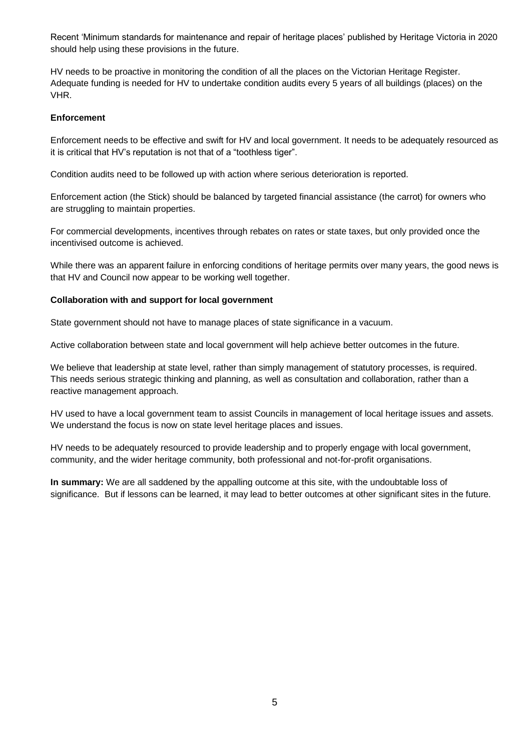Recent 'Minimum standards for maintenance and repair of heritage places' published by Heritage Victoria in 2020 should help using these provisions in the future.

HV needs to be proactive in monitoring the condition of all the places on the Victorian Heritage Register. Adequate funding is needed for HV to undertake condition audits every 5 years of all buildings (places) on the VHR.

**Enforcement**

Enforcement needs to be effective and swift for HV and local government. It needs to be adequately resourced as it is critical that HV's reputation is not that of a "toothless tiger".

Condition audits need to be followed up with action where serious deterioration is reported.

Enforcement action (the Stick) should be balanced by targeted financial assistance (the carrot) for owners who are struggling to maintain properties.

For commercial developments, incentives through rebates on rates or state taxes, but only provided once the incentivised outcome is achieved.

While there was an apparent failure in enforcing conditions of heritage permits over many years, the good news is that HV and Council now appear to be working well together.

**Collaboration with and support for local government**

State government should not have to manage places of state significance in a vacuum.

Active collaboration between state and local government will help achieve better outcomes in the future.

We believe that leadership at state level, rather than simply management of statutory processes, is required. This needs serious strategic thinking and planning, as well as consultation and collaboration, rather than a reactive management approach.

HV used to have a local government team to assist Councils in management of local heritage issues and assets. We understand the focus is now on state level heritage places and issues.

HV needs to be adequately resourced to provide leadership and to properly engage with local government, community, and the wider heritage community, both professional and not-for-profit organisations.

**In summary:** We are all saddened by the appalling outcome at this site, with the undoubtable loss of significance. But if lessons can be learned, it may lead to better outcomes at other significant sites in the future.